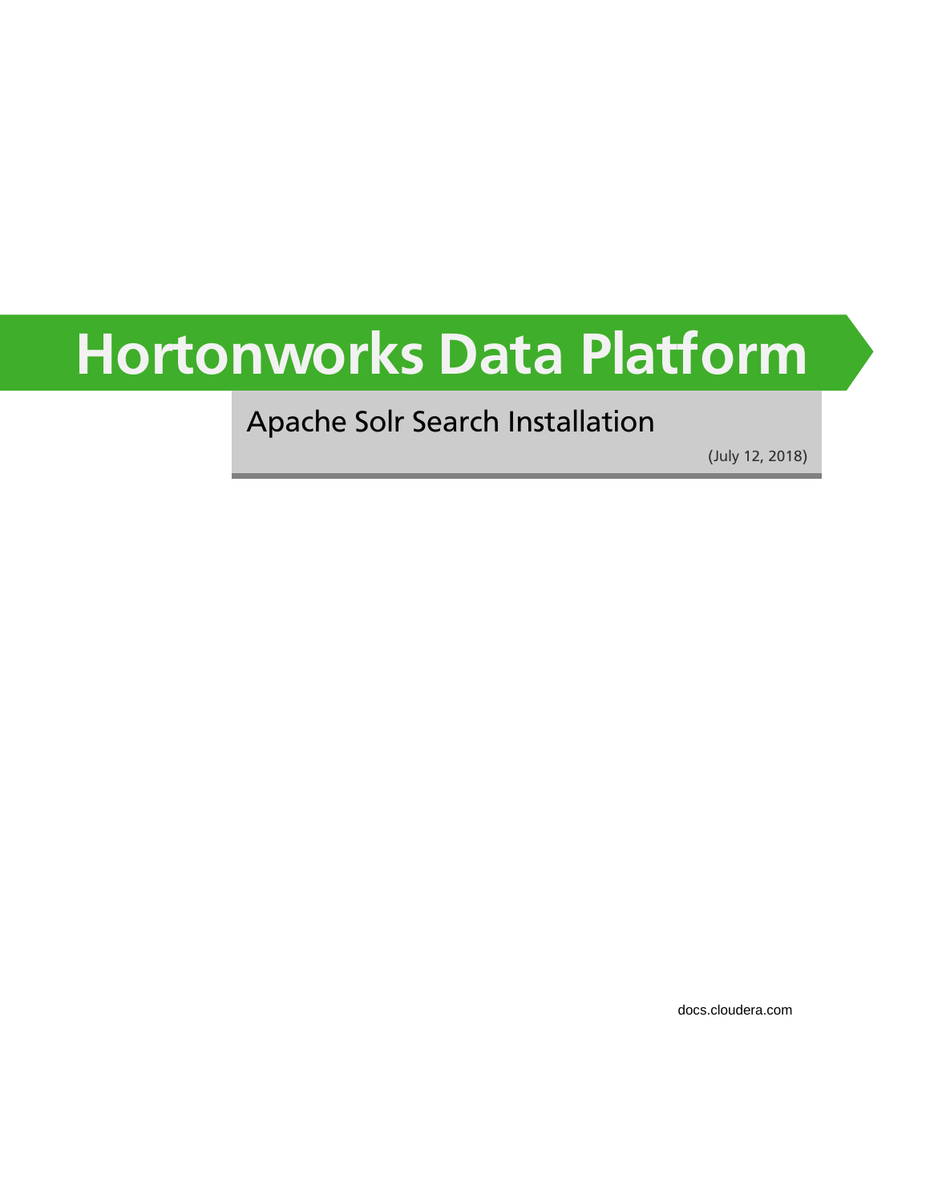# Hortonworks Data Platform

## Apache Solr Search Installation

(July 12, 2018)

docs.cloudera.com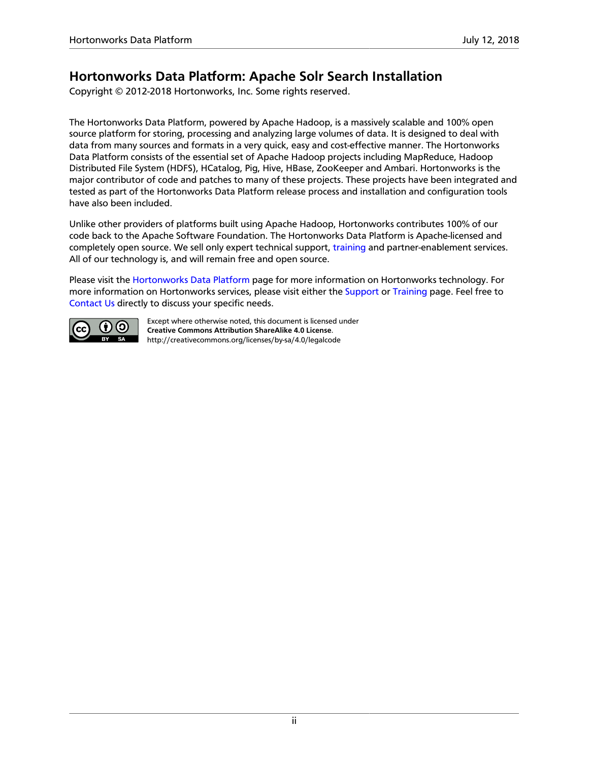# Hortonworks Data Platform: Apache Solr Search Installation

Copyright © 2012-2018 Hortonworks, Inc. Some rights reserved.

The Hortonworks Data Platform, powered by Apache Hadoop, is a massively scalable and 100% open source platform for storing, processing and analyzing large volumes of data. It is designed to deal with data from many sources and formats in a very quick, easy and cost-effective manner. The Hortonworks Data Platform consists of the essential set of Apache Hadoop projects including MapReduce, Hadoop Distributed File System (HDFS), HCatalog, Pig, Hive, HBase, ZooKeeper and Ambari. Hortonworks is the major contributor of code and patches to many of these projects. These projects have been integrated and tested as part of the Hortonworks Data Platform release process and installation and configuration tools have also been included.

Unlike other providers of platforms built using Apache Hadoop, Hortonworks contributes 100% of our code back to the Apache Software Foundation. The Hortonworks Data Platform is Apache-licensed and completely open source. We sell only expert technical support, training and partner-enablement services. All of our technology is, and will remain free and open source.

Please visit the Hortonworks Data Platform page for more information on Hortonworks technology. For more information on Hortonworks services, please visit either the Support or Training page. Feel free to Contact Us directly to discuss your specific needs.

Except where otherwise noted, this document is licensed under **Creative Commons Attribution ShareAlike 4.0 License**.
http://creativecommons.org/licenses/by-sa/4.0/legalcode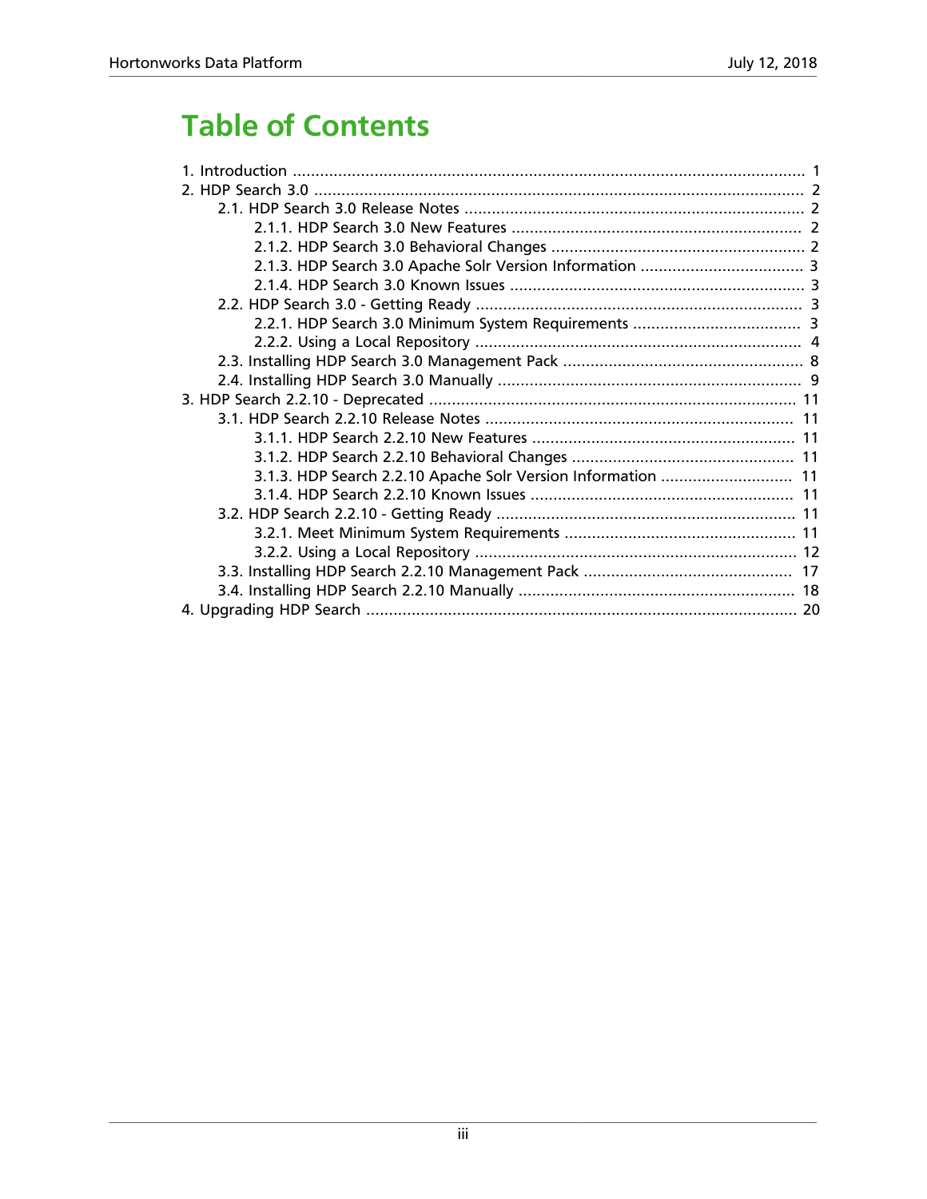# Table of Contents

1. Introduction ..... 1
2. HDP Search 3.0 ..... 2
    2.1. HDP Search 3.0 Release Notes ..... 2
        2.1.1. HDP Search 3.0 New Features ..... 2
        2.1.2. HDP Search 3.0 Behavioral Changes ..... 2
        2.1.3. HDP Search 3.0 Apache Solr Version Information ..... 3
        2.1.4. HDP Search 3.0 Known Issues ..... 3
    2.2. HDP Search 3.0 - Getting Ready ..... 3
        2.2.1. HDP Search 3.0 Minimum System Requirements ..... 3
        2.2.2. Using a Local Repository ..... 4
    2.3. Installing HDP Search 3.0 Management Pack ..... 8
    2.4. Installing HDP Search 3.0 Manually ..... 9
3. HDP Search 2.2.10 - Deprecated ..... 11
    3.1. HDP Search 2.2.10 Release Notes ..... 11
        3.1.1. HDP Search 2.2.10 New Features ..... 11
        3.1.2. HDP Search 2.2.10 Behavioral Changes ..... 11
        3.1.3. HDP Search 2.2.10 Apache Solr Version Information ..... 11
        3.1.4. HDP Search 2.2.10 Known Issues ..... 11
    3.2. HDP Search 2.2.10 - Getting Ready ..... 11
        3.2.1. Meet Minimum System Requirements ..... 11
        3.2.2. Using a Local Repository ..... 12
    3.3. Installing HDP Search 2.2.10 Management Pack ..... 17
    3.4. Installing HDP Search 2.2.10 Manually ..... 18
4. Upgrading HDP Search ..... 20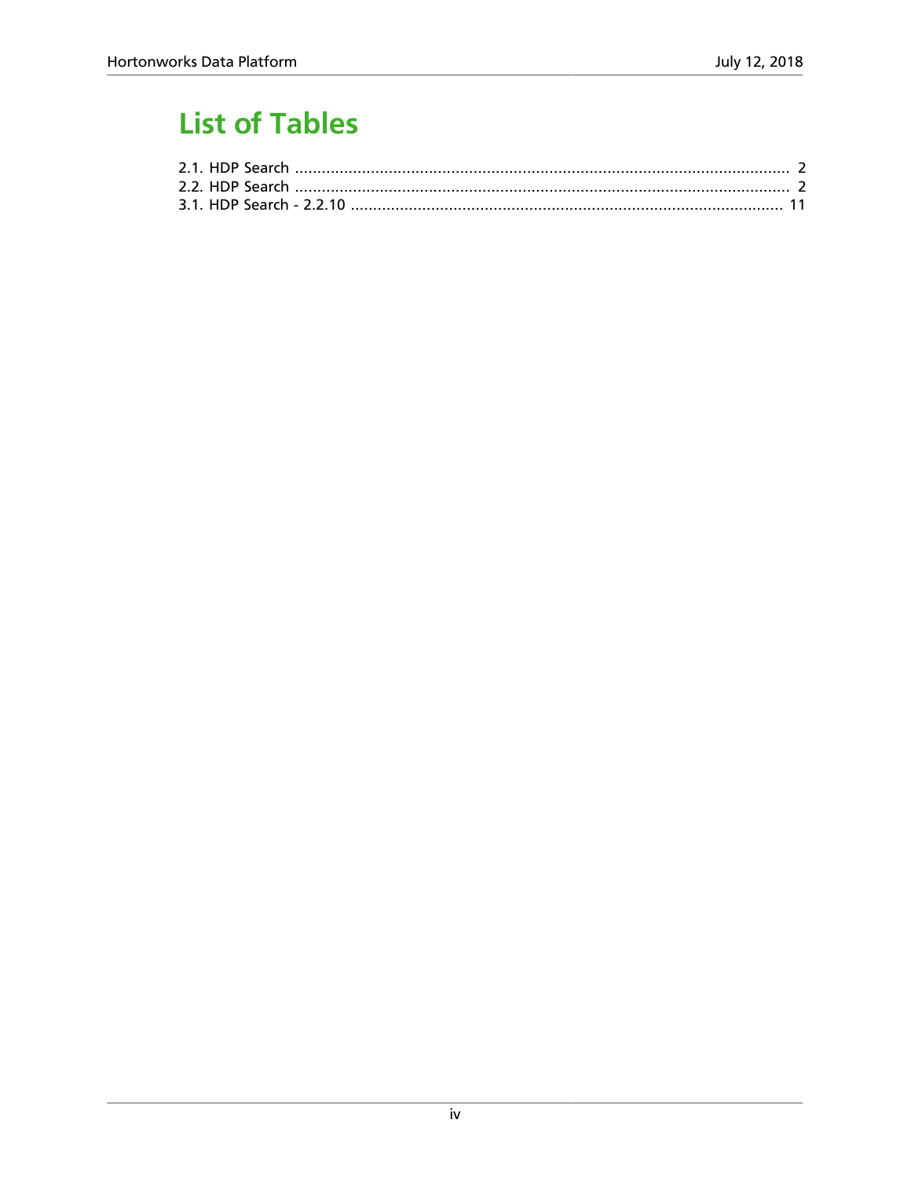# List of Tables

2.1. HDP Search ........................................................................................................ 2
2.2. HDP Search ........................................................................................................ 2
3.1. HDP Search - 2.2.10 .......................................................................................... 11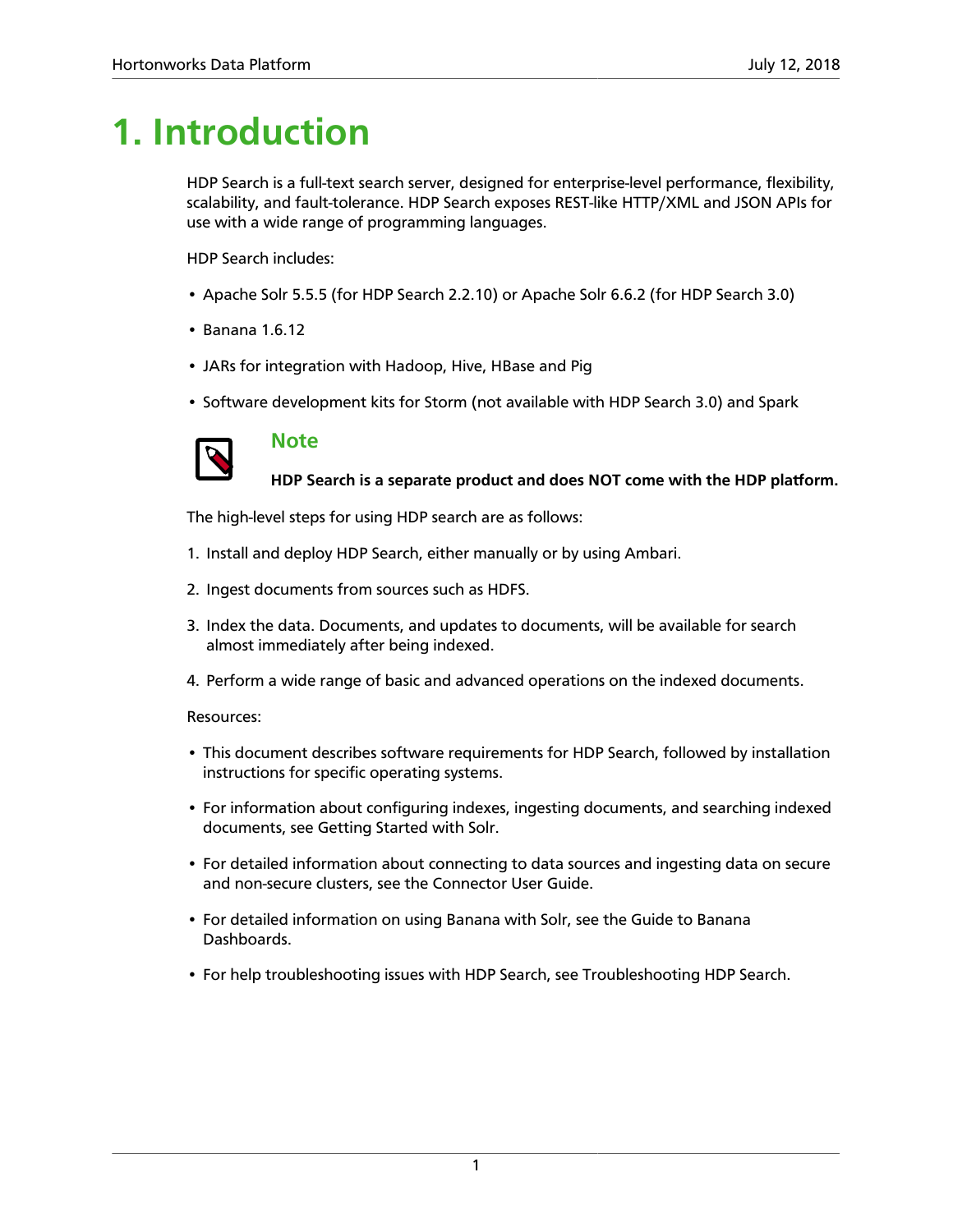# 1. Introduction

HDP Search is a full-text search server, designed for enterprise-level performance, flexibility, scalability, and fault-tolerance. HDP Search exposes REST-like HTTP/XML and JSON APIs for use with a wide range of programming languages.

HDP Search includes:

- Apache Solr 5.5.5 (for HDP Search 2.2.10) or Apache Solr 6.6.2 (for HDP Search 3.0)
- Banana 1.6.12
- JARs for integration with Hadoop, Hive, HBase and Pig
- Software development kits for Storm (not available with HDP Search 3.0) and Spark

> **Note**
>
> **HDP Search is a separate product and does NOT come with the HDP platform.**

The high-level steps for using HDP search are as follows:

1. Install and deploy HDP Search, either manually or by using Ambari.
2. Ingest documents from sources such as HDFS.
3. Index the data. Documents, and updates to documents, will be available for search almost immediately after being indexed.
4. Perform a wide range of basic and advanced operations on the indexed documents.

Resources:

- This document describes software requirements for HDP Search, followed by installation instructions for specific operating systems.
- For information about configuring indexes, ingesting documents, and searching indexed documents, see Getting Started with Solr.
- For detailed information about connecting to data sources and ingesting data on secure and non-secure clusters, see the Connector User Guide.
- For detailed information on using Banana with Solr, see the Guide to Banana Dashboards.
- For help troubleshooting issues with HDP Search, see Troubleshooting HDP Search.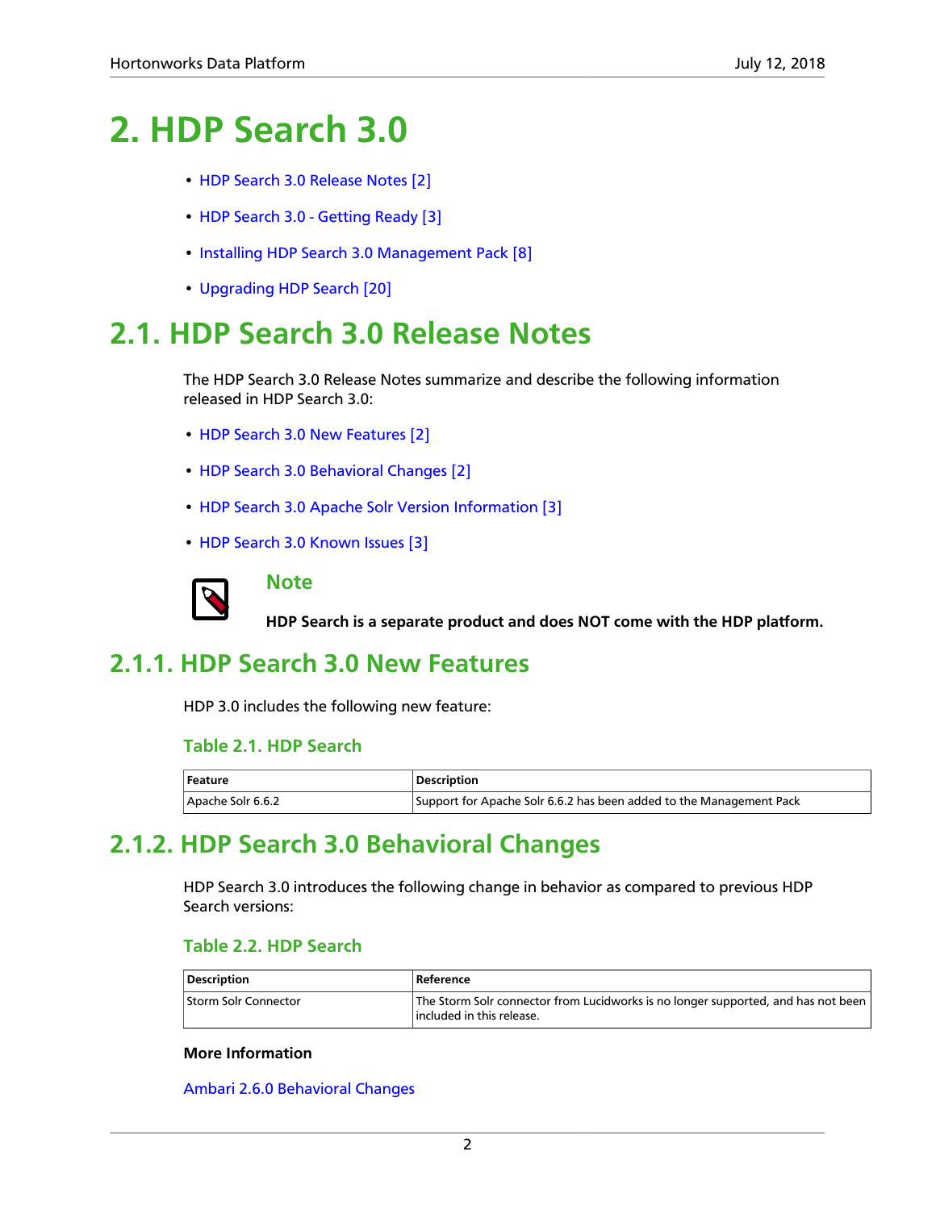# 2. HDP Search 3.0

- HDP Search 3.0 Release Notes [2]
- HDP Search 3.0 - Getting Ready [3]
- Installing HDP Search 3.0 Management Pack [8]
- Upgrading HDP Search [20]

# 2.1. HDP Search 3.0 Release Notes

The HDP Search 3.0 Release Notes summarize and describe the following information released in HDP Search 3.0:

- HDP Search 3.0 New Features [2]
- HDP Search 3.0 Behavioral Changes [2]
- HDP Search 3.0 Apache Solr Version Information [3]
- HDP Search 3.0 Known Issues [3]

> **Note**
>
> **HDP Search is a separate product and does NOT come with the HDP platform.**

## 2.1.1. HDP Search 3.0 New Features

HDP 3.0 includes the following new feature:

### Table 2.1. HDP Search

| Feature | Description |
|---|---|
| Apache Solr 6.6.2 | Support for Apache Solr 6.6.2 has been added to the Management Pack |

## 2.1.2. HDP Search 3.0 Behavioral Changes

HDP Search 3.0 introduces the following change in behavior as compared to previous HDP Search versions:

### Table 2.2. HDP Search

| Description | Reference |
|---|---|
| Storm Solr Connector | The Storm Solr connector from Lucidworks is no longer supported, and has not been included in this release. |

**More Information**

Ambari 2.6.0 Behavioral Changes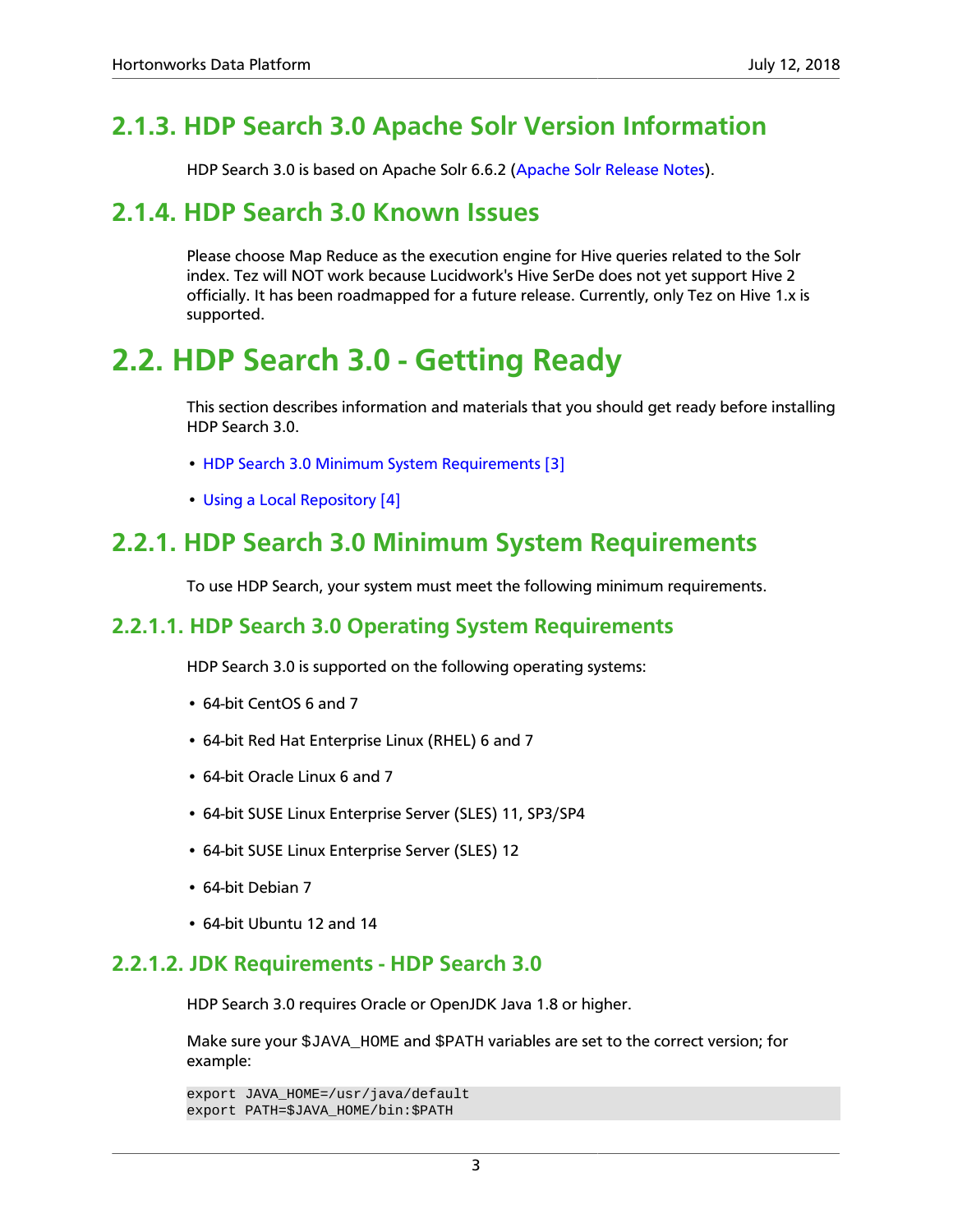## 2.1.3. HDP Search 3.0 Apache Solr Version Information

HDP Search 3.0 is based on Apache Solr 6.6.2 (Apache Solr Release Notes).

## 2.1.4. HDP Search 3.0 Known Issues

Please choose Map Reduce as the execution engine for Hive queries related to the Solr index. Tez will NOT work because Lucidwork's Hive SerDe does not yet support Hive 2 officially. It has been roadmapped for a future release. Currently, only Tez on Hive 1.x is supported.

# 2.2. HDP Search 3.0 - Getting Ready

This section describes information and materials that you should get ready before installing HDP Search 3.0.

- HDP Search 3.0 Minimum System Requirements [3]
- Using a Local Repository [4]

## 2.2.1. HDP Search 3.0 Minimum System Requirements

To use HDP Search, your system must meet the following minimum requirements.

### 2.2.1.1. HDP Search 3.0 Operating System Requirements

HDP Search 3.0 is supported on the following operating systems:

- 64-bit CentOS 6 and 7
- 64-bit Red Hat Enterprise Linux (RHEL) 6 and 7
- 64-bit Oracle Linux 6 and 7
- 64-bit SUSE Linux Enterprise Server (SLES) 11, SP3/SP4
- 64-bit SUSE Linux Enterprise Server (SLES) 12
- 64-bit Debian 7
- 64-bit Ubuntu 12 and 14

### 2.2.1.2. JDK Requirements - HDP Search 3.0

HDP Search 3.0 requires Oracle or OpenJDK Java 1.8 or higher.

Make sure your $JAVA_HOME and $PATH variables are set to the correct version; for example:

```
export JAVA_HOME=/usr/java/default
export PATH=$JAVA_HOME/bin:$PATH
```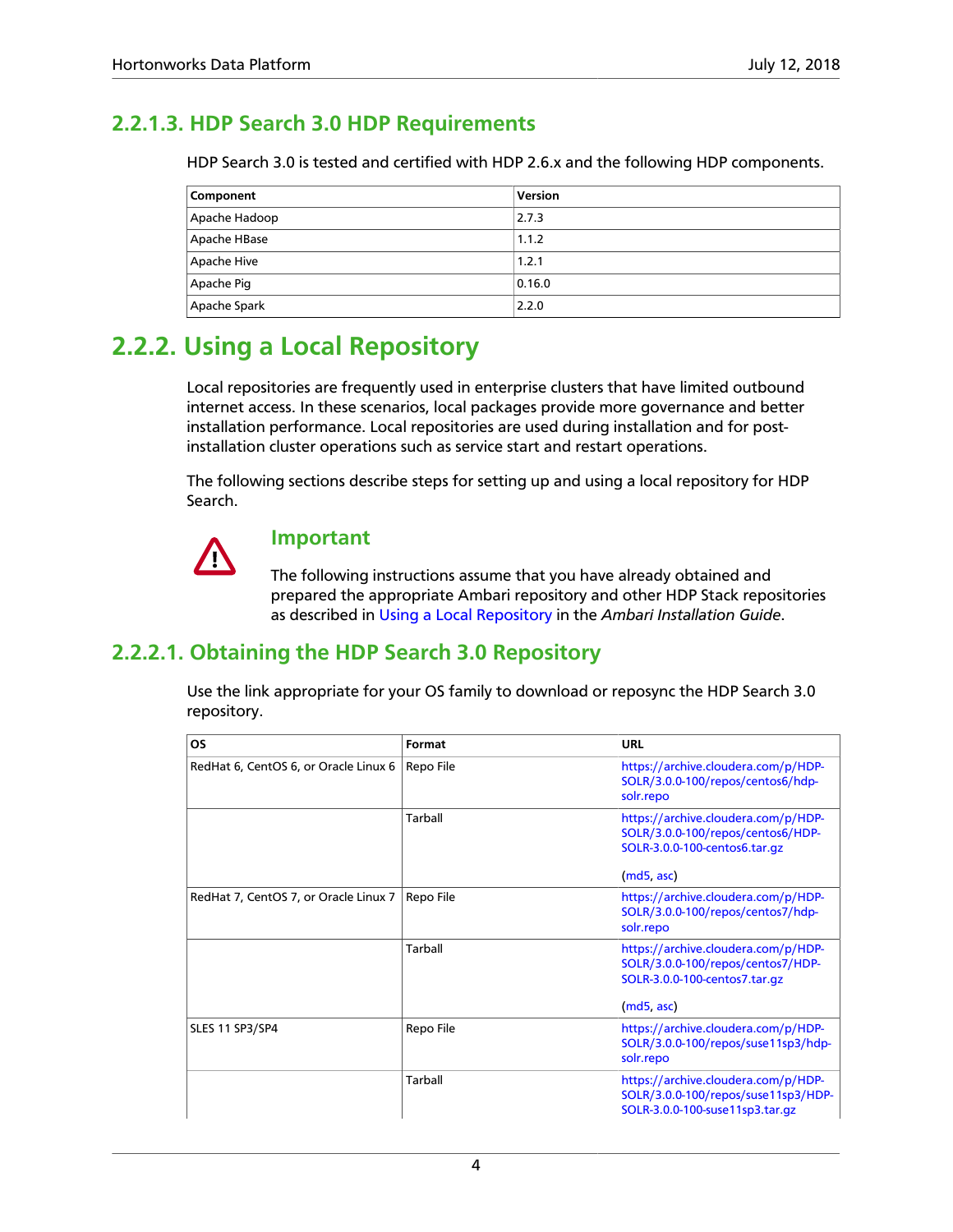### 2.2.1.3. HDP Search 3.0 HDP Requirements

HDP Search 3.0 is tested and certified with HDP 2.6.x and the following HDP components.

| Component | Version |
| --- | --- |
| Apache Hadoop | 2.7.3 |
| Apache HBase | 1.1.2 |
| Apache Hive | 1.2.1 |
| Apache Pig | 0.16.0 |
| Apache Spark | 2.2.0 |

## 2.2.2. Using a Local Repository

Local repositories are frequently used in enterprise clusters that have limited outbound internet access. In these scenarios, local packages provide more governance and better installation performance. Local repositories are used during installation and for post-installation cluster operations such as service start and restart operations.

The following sections describe steps for setting up and using a local repository for HDP Search.

> **Important**
>
> The following instructions assume that you have already obtained and prepared the appropriate Ambari repository and other HDP Stack repositories as described in Using a Local Repository in the *Ambari Installation Guide*.

### 2.2.2.1. Obtaining the HDP Search 3.0 Repository

Use the link appropriate for your OS family to download or reposync the HDP Search 3.0 repository.

| OS | Format | URL |
| --- | --- | --- |
| RedHat 6, CentOS 6, or Oracle Linux 6 | Repo File | https://archive.cloudera.com/p/HDP-SOLR/3.0.0-100/repos/centos6/hdp-solr.repo |
| | Tarball | https://archive.cloudera.com/p/HDP-SOLR/3.0.0-100/repos/centos6/HDP-SOLR-3.0.0-100-centos6.tar.gz<br><br>(md5, asc) |
| RedHat 7, CentOS 7, or Oracle Linux 7 | Repo File | https://archive.cloudera.com/p/HDP-SOLR/3.0.0-100/repos/centos7/hdp-solr.repo |
| | Tarball | https://archive.cloudera.com/p/HDP-SOLR/3.0.0-100/repos/centos7/HDP-SOLR-3.0.0-100-centos7.tar.gz<br><br>(md5, asc) |
| SLES 11 SP3/SP4 | Repo File | https://archive.cloudera.com/p/HDP-SOLR/3.0.0-100/repos/suse11sp3/hdp-solr.repo |
| | Tarball | https://archive.cloudera.com/p/HDP-SOLR/3.0.0-100/repos/suse11sp3/HDP-SOLR-3.0.0-100-suse11sp3.tar.gz |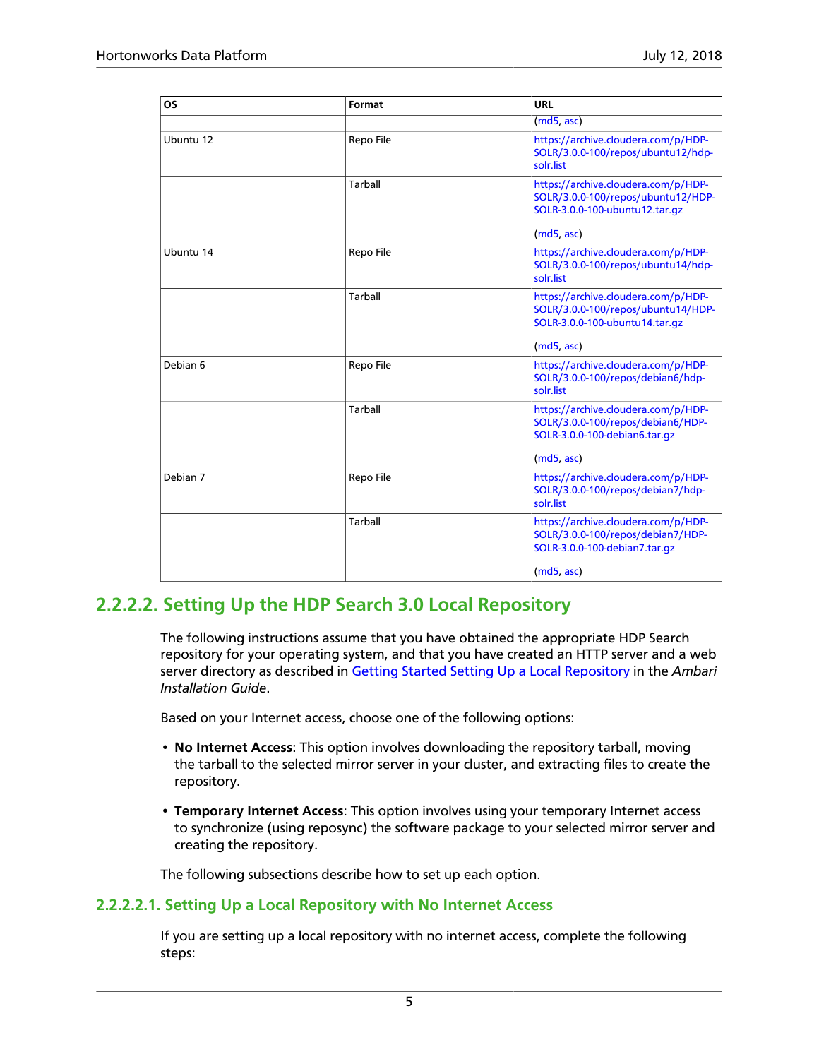| OS | Format | URL |
|---|---|---|
| | | (md5, asc) |
| Ubuntu 12 | Repo File | https://archive.cloudera.com/p/HDP-SOLR/3.0.0-100/repos/ubuntu12/hdp-solr.list |
| | Tarball | https://archive.cloudera.com/p/HDP-SOLR/3.0.0-100/repos/ubuntu12/HDP-SOLR-3.0.0-100-ubuntu12.tar.gz<br><br>(md5, asc) |
| Ubuntu 14 | Repo File | https://archive.cloudera.com/p/HDP-SOLR/3.0.0-100/repos/ubuntu14/hdp-solr.list |
| | Tarball | https://archive.cloudera.com/p/HDP-SOLR/3.0.0-100/repos/ubuntu14/HDP-SOLR-3.0.0-100-ubuntu14.tar.gz<br><br>(md5, asc) |
| Debian 6 | Repo File | https://archive.cloudera.com/p/HDP-SOLR/3.0.0-100/repos/debian6/hdp-solr.list |
| | Tarball | https://archive.cloudera.com/p/HDP-SOLR/3.0.0-100/repos/debian6/HDP-SOLR-3.0.0-100-debian6.tar.gz<br><br>(md5, asc) |
| Debian 7 | Repo File | https://archive.cloudera.com/p/HDP-SOLR/3.0.0-100/repos/debian7/hdp-solr.list |
| | Tarball | https://archive.cloudera.com/p/HDP-SOLR/3.0.0-100/repos/debian7/HDP-SOLR-3.0.0-100-debian7.tar.gz<br><br>(md5, asc) |

## 2.2.2.2. Setting Up the HDP Search 3.0 Local Repository

The following instructions assume that you have obtained the appropriate HDP Search repository for your operating system, and that you have created an HTTP server and a web server directory as described in Getting Started Setting Up a Local Repository in the *Ambari Installation Guide*.

Based on your Internet access, choose one of the following options:

- **No Internet Access**: This option involves downloading the repository tarball, moving the tarball to the selected mirror server in your cluster, and extracting files to create the repository.
- **Temporary Internet Access**: This option involves using your temporary Internet access to synchronize (using reposync) the software package to your selected mirror server and creating the repository.

The following subsections describe how to set up each option.

### 2.2.2.2.1. Setting Up a Local Repository with No Internet Access

If you are setting up a local repository with no internet access, complete the following steps: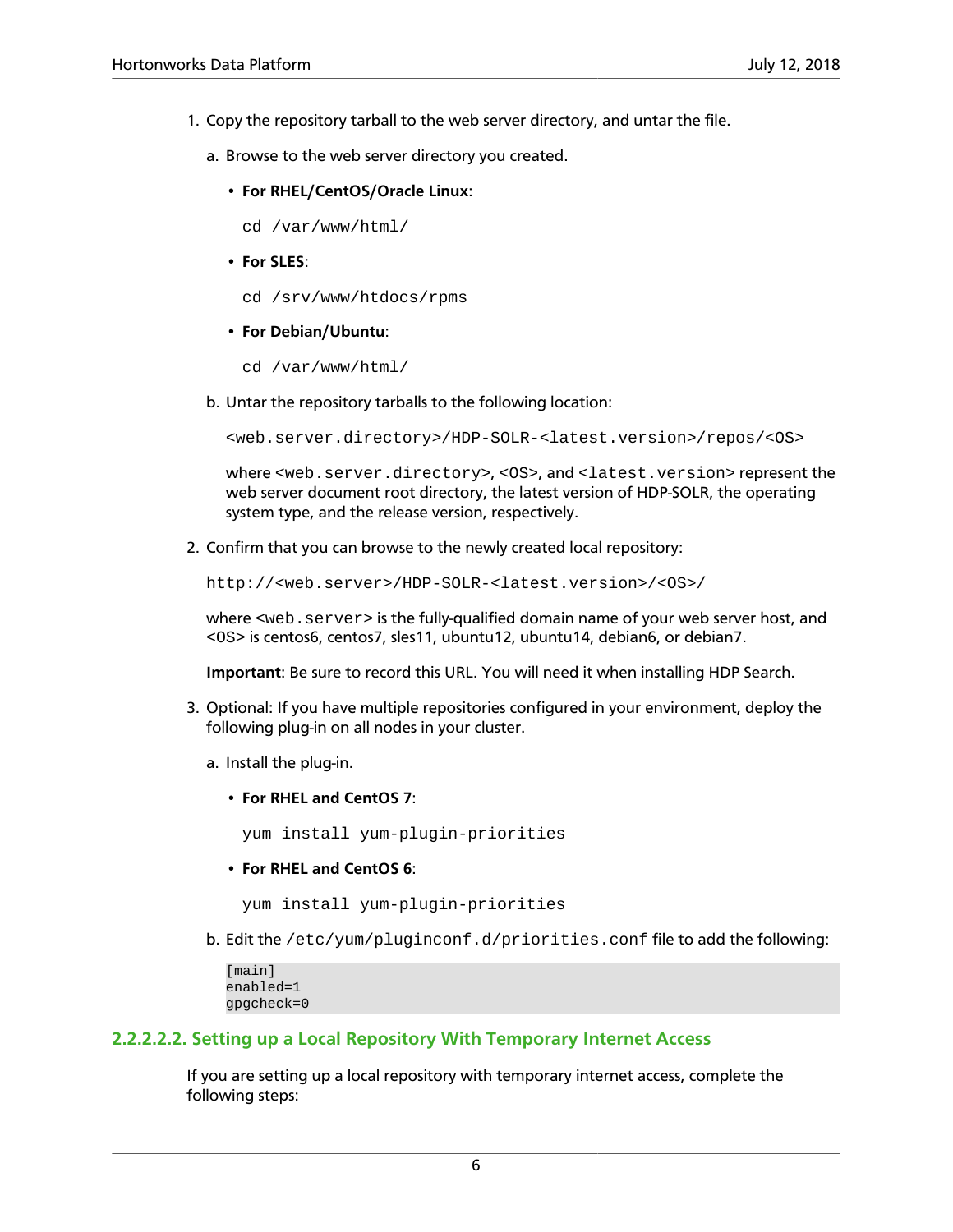1. Copy the repository tarball to the web server directory, and untar the file.

   a. Browse to the web server directory you created.

      - **For RHEL/CentOS/Oracle Linux**:

        `cd /var/www/html/`

      - **For SLES**:

        `cd /srv/www/htdocs/rpms`

      - **For Debian/Ubuntu**:

        `cd /var/www/html/`

   b. Untar the repository tarballs to the following location:

      `<web.server.directory>/HDP-SOLR-<latest.version>/repos/<OS>`

      where `<web.server.directory>`, `<OS>`, and `<latest.version>` represent the web server document root directory, the latest version of HDP-SOLR, the operating system type, and the release version, respectively.

2. Confirm that you can browse to the newly created local repository:

   `http://<web.server>/HDP-SOLR-<latest.version>/<OS>/`

   where `<web.server>` is the fully-qualified domain name of your web server host, and `<OS>` is centos6, centos7, sles11, ubuntu12, ubuntu14, debian6, or debian7.

   **Important**: Be sure to record this URL. You will need it when installing HDP Search.

3. Optional: If you have multiple repositories configured in your environment, deploy the following plug-in on all nodes in your cluster.

   a. Install the plug-in.

      - **For RHEL and CentOS 7**:

        `yum install yum-plugin-priorities`

      - **For RHEL and CentOS 6**:

        `yum install yum-plugin-priorities`

   b. Edit the `/etc/yum/pluginconf.d/priorities.conf` file to add the following:

      ```
      [main]
      enabled=1
      gpgcheck=0
      ```

##### 2.2.2.2.2. Setting up a Local Repository With Temporary Internet Access

If you are setting up a local repository with temporary internet access, complete the following steps: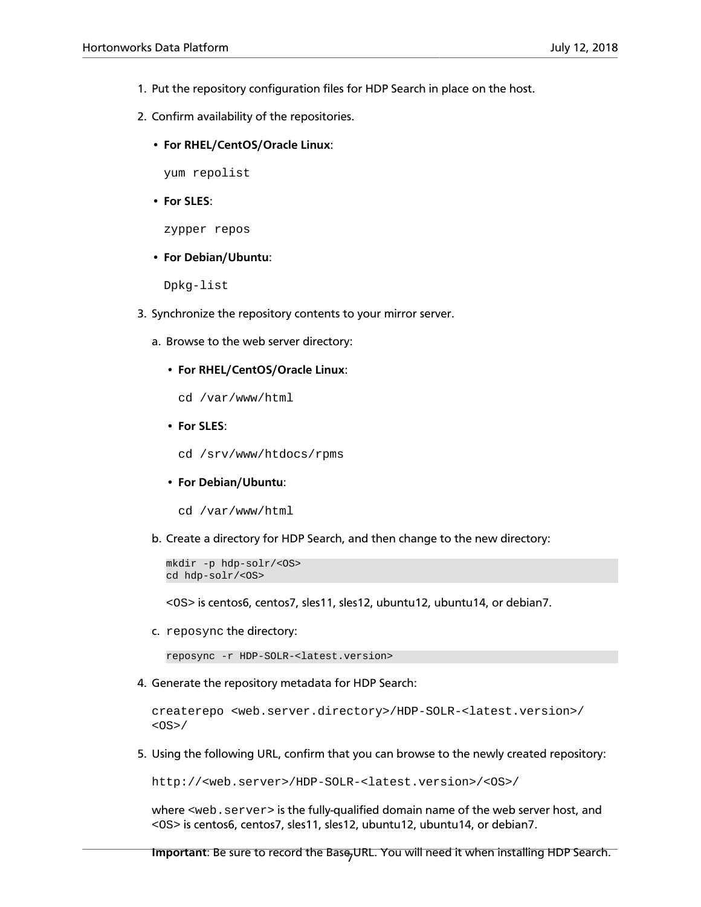1. Put the repository configuration files for HDP Search in place on the host.

2. Confirm availability of the repositories.

   - **For RHEL/CentOS/Oracle Linux**:

     ```
     yum repolist
     ```

   - **For SLES**:

     ```
     zypper repos
     ```

   - **For Debian/Ubuntu**:

     ```
     Dpkg-list
     ```

3. Synchronize the repository contents to your mirror server.

   a. Browse to the web server directory:

      - **For RHEL/CentOS/Oracle Linux**:

        ```
        cd /var/www/html
        ```

      - **For SLES**:

        ```
        cd /srv/www/htdocs/rpms
        ```

      - **For Debian/Ubuntu**:

        ```
        cd /var/www/html
        ```

   b. Create a directory for HDP Search, and then change to the new directory:

      ```
      mkdir -p hdp-solr/<OS>
      cd hdp-solr/<OS>
      ```

      <OS> is centos6, centos7, sles11, sles12, ubuntu12, ubuntu14, or debian7.

   c. `reposync` the directory:

      ```
      reposync -r HDP-SOLR-<latest.version>
      ```

4. Generate the repository metadata for HDP Search:

   ```
   createrepo <web.server.directory>/HDP-SOLR-<latest.version>/
   <OS>/
   ```

5. Using the following URL, confirm that you can browse to the newly created repository:

   ```
   http://<web.server>/HDP-SOLR-<latest.version>/<OS>/
   ```

   where `<web.server>` is the fully-qualified domain name of the web server host, and <OS> is centos6, centos7, sles11, sles12, ubuntu12, ubuntu14, or debian7.

   **Important**: Be sure to record the Base URL. You will need it when installing HDP Search.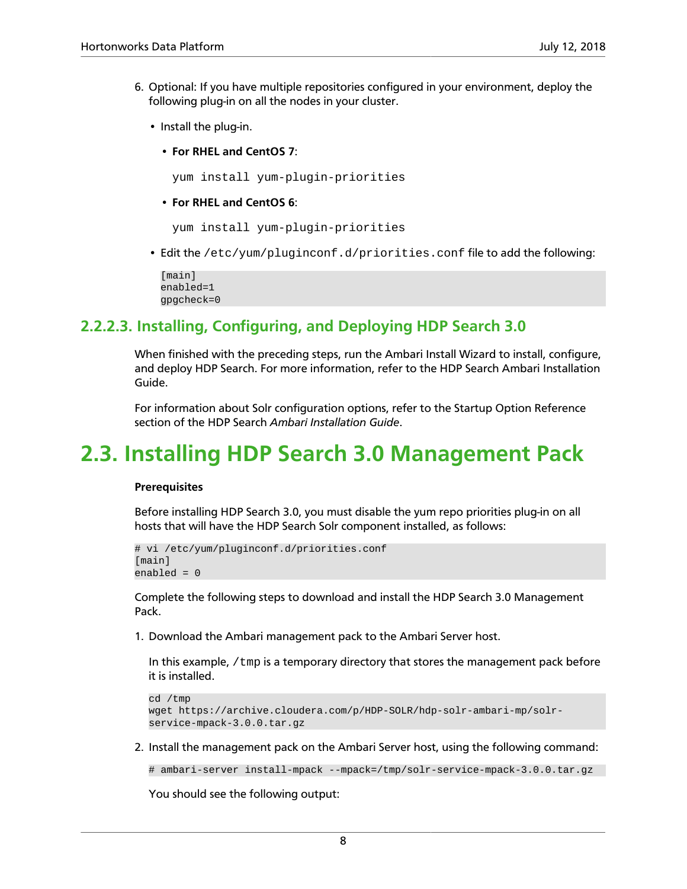6. Optional: If you have multiple repositories configured in your environment, deploy the following plug-in on all the nodes in your cluster.

   - Install the plug-in.

     - **For RHEL and CentOS 7**:

       ```
       yum install yum-plugin-priorities
       ```

     - **For RHEL and CentOS 6**:

       ```
       yum install yum-plugin-priorities
       ```

   - Edit the `/etc/yum/pluginconf.d/priorities.conf` file to add the following:

     ```
     [main]
     enabled=1
     gpgcheck=0
     ```

### 2.2.2.3. Installing, Configuring, and Deploying HDP Search 3.0

When finished with the preceding steps, run the Ambari Install Wizard to install, configure, and deploy HDP Search. For more information, refer to the HDP Search Ambari Installation Guide.

For information about Solr configuration options, refer to the Startup Option Reference section of the HDP Search *Ambari Installation Guide*.

# 2.3. Installing HDP Search 3.0 Management Pack

**Prerequisites**

Before installing HDP Search 3.0, you must disable the yum repo priorities plug-in on all hosts that will have the HDP Search Solr component installed, as follows:

```
# vi /etc/yum/pluginconf.d/priorities.conf
[main]
enabled = 0
```

Complete the following steps to download and install the HDP Search 3.0 Management Pack.

1. Download the Ambari management pack to the Ambari Server host.

   In this example, `/tmp` is a temporary directory that stores the management pack before it is installed.

   ```
   cd /tmp
   wget https://archive.cloudera.com/p/HDP-SOLR/hdp-solr-ambari-mp/solr-service-mpack-3.0.0.tar.gz
   ```

2. Install the management pack on the Ambari Server host, using the following command:

   ```
   # ambari-server install-mpack --mpack=/tmp/solr-service-mpack-3.0.0.tar.gz
   ```

   You should see the following output: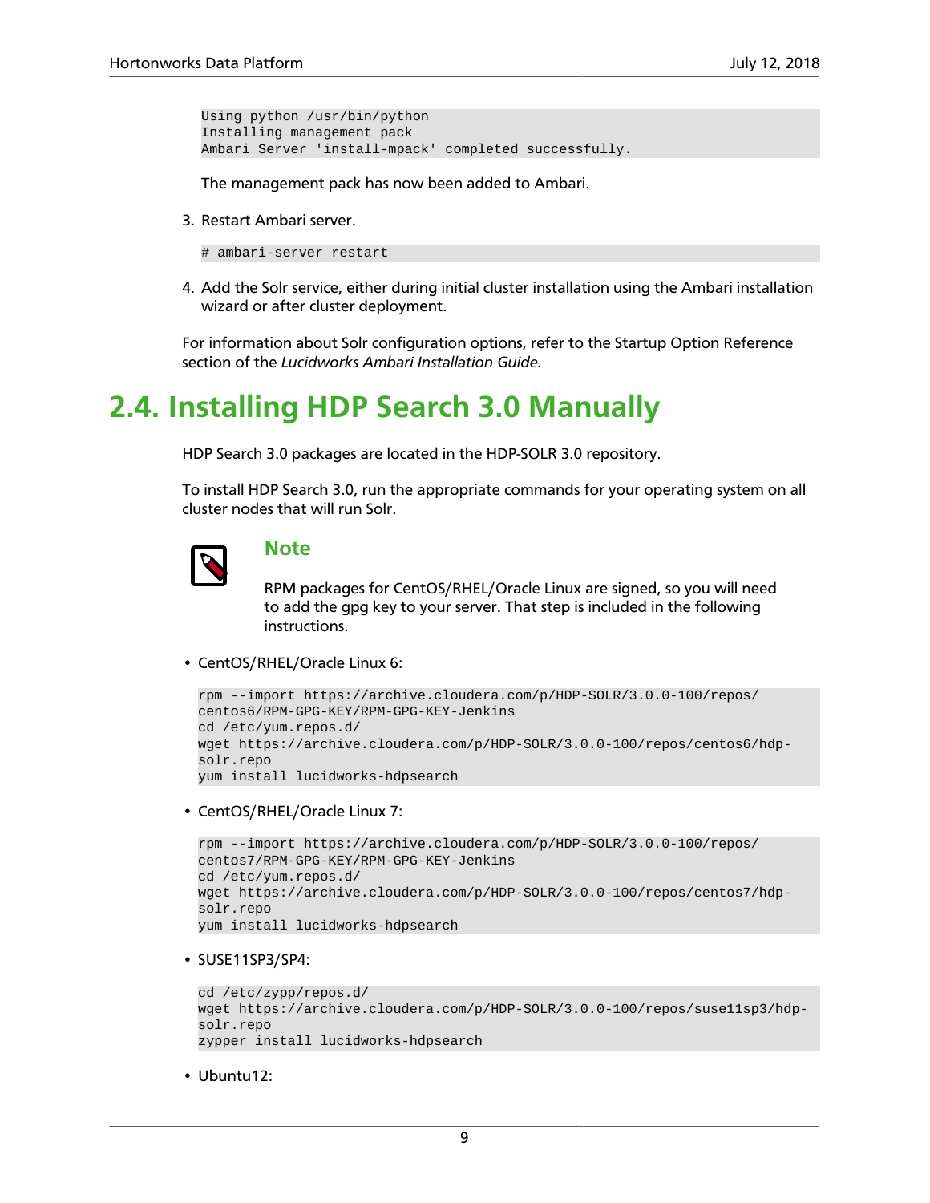```
Using python /usr/bin/python
Installing management pack
Ambari Server 'install-mpack' completed successfully.
```

The management pack has now been added to Ambari.

3. Restart Ambari server.

```
# ambari-server restart
```

4. Add the Solr service, either during initial cluster installation using the Ambari installation wizard or after cluster deployment.

For information about Solr configuration options, refer to the Startup Option Reference section of the *Lucidworks Ambari Installation Guide.*

## 2.4. Installing HDP Search 3.0 Manually

HDP Search 3.0 packages are located in the HDP-SOLR 3.0 repository.

To install HDP Search 3.0, run the appropriate commands for your operating system on all cluster nodes that will run Solr.

### Note

RPM packages for CentOS/RHEL/Oracle Linux are signed, so you will need to add the gpg key to your server. That step is included in the following instructions.

- CentOS/RHEL/Oracle Linux 6:

```
rpm --import https://archive.cloudera.com/p/HDP-SOLR/3.0.0-100/repos/
centos6/RPM-GPG-KEY/RPM-GPG-KEY-Jenkins
cd /etc/yum.repos.d/
wget https://archive.cloudera.com/p/HDP-SOLR/3.0.0-100/repos/centos6/hdp-
solr.repo
yum install lucidworks-hdpsearch
```

- CentOS/RHEL/Oracle Linux 7:

```
rpm --import https://archive.cloudera.com/p/HDP-SOLR/3.0.0-100/repos/
centos7/RPM-GPG-KEY/RPM-GPG-KEY-Jenkins
cd /etc/yum.repos.d/
wget https://archive.cloudera.com/p/HDP-SOLR/3.0.0-100/repos/centos7/hdp-
solr.repo
yum install lucidworks-hdpsearch
```

- SUSE11SP3/SP4:

```
cd /etc/zypp/repos.d/
wget https://archive.cloudera.com/p/HDP-SOLR/3.0.0-100/repos/suse11sp3/hdp-
solr.repo
zypper install lucidworks-hdpsearch
```

- Ubuntu12: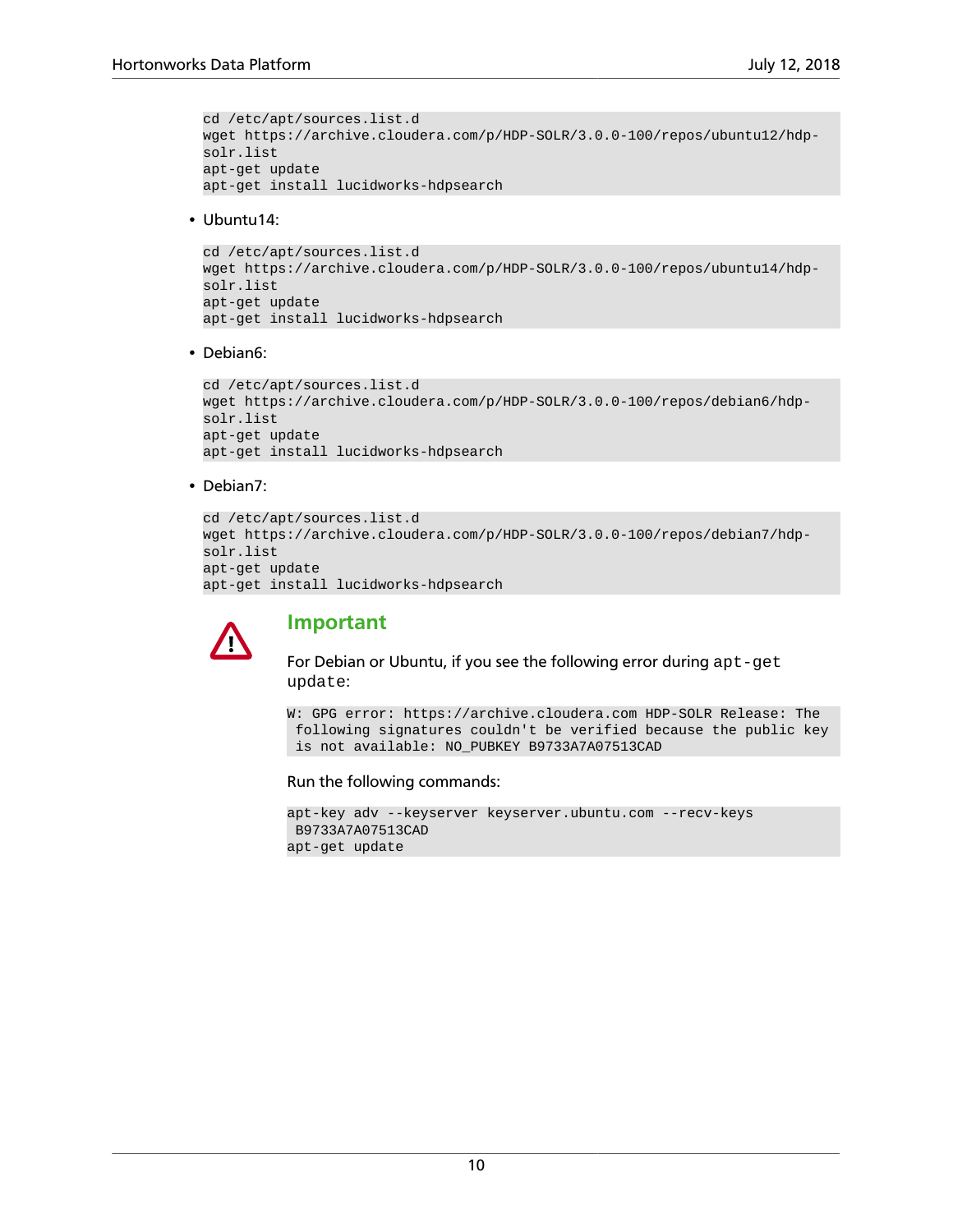```
cd /etc/apt/sources.list.d
wget https://archive.cloudera.com/p/HDP-SOLR/3.0.0-100/repos/ubuntu12/hdp-
solr.list
apt-get update
apt-get install lucidworks-hdpsearch
```

- Ubuntu14:

```
cd /etc/apt/sources.list.d
wget https://archive.cloudera.com/p/HDP-SOLR/3.0.0-100/repos/ubuntu14/hdp-
solr.list
apt-get update
apt-get install lucidworks-hdpsearch
```

- Debian6:

```
cd /etc/apt/sources.list.d
wget https://archive.cloudera.com/p/HDP-SOLR/3.0.0-100/repos/debian6/hdp-
solr.list
apt-get update
apt-get install lucidworks-hdpsearch
```

- Debian7:

```
cd /etc/apt/sources.list.d
wget https://archive.cloudera.com/p/HDP-SOLR/3.0.0-100/repos/debian7/hdp-
solr.list
apt-get update
apt-get install lucidworks-hdpsearch
```

### Important

For Debian or Ubuntu, if you see the following error during `apt-get update`:

```
W: GPG error: https://archive.cloudera.com HDP-SOLR Release: The
 following signatures couldn't be verified because the public key
 is not available: NO_PUBKEY B9733A7A07513CAD
```

Run the following commands:

```
apt-key adv --keyserver keyserver.ubuntu.com --recv-keys
 B9733A7A07513CAD
apt-get update
```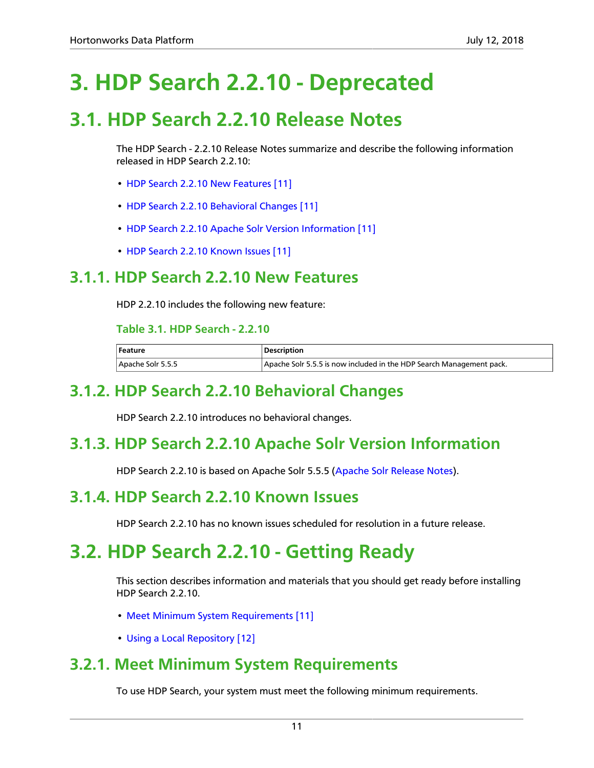# 3. HDP Search 2.2.10 - Deprecated

## 3.1. HDP Search 2.2.10 Release Notes

The HDP Search - 2.2.10 Release Notes summarize and describe the following information released in HDP Search 2.2.10:

- HDP Search 2.2.10 New Features [11]
- HDP Search 2.2.10 Behavioral Changes [11]
- HDP Search 2.2.10 Apache Solr Version Information [11]
- HDP Search 2.2.10 Known Issues [11]

### 3.1.1. HDP Search 2.2.10 New Features

HDP 2.2.10 includes the following new feature:

**Table 3.1. HDP Search - 2.2.10**

| Feature | Description |
| --- | --- |
| Apache Solr 5.5.5 | Apache Solr 5.5.5 is now included in the HDP Search Management pack. |

### 3.1.2. HDP Search 2.2.10 Behavioral Changes

HDP Search 2.2.10 introduces no behavioral changes.

### 3.1.3. HDP Search 2.2.10 Apache Solr Version Information

HDP Search 2.2.10 is based on Apache Solr 5.5.5 (Apache Solr Release Notes).

### 3.1.4. HDP Search 2.2.10 Known Issues

HDP Search 2.2.10 has no known issues scheduled for resolution in a future release.

## 3.2. HDP Search 2.2.10 - Getting Ready

This section describes information and materials that you should get ready before installing HDP Search 2.2.10.

- Meet Minimum System Requirements [11]
- Using a Local Repository [12]

### 3.2.1. Meet Minimum System Requirements

To use HDP Search, your system must meet the following minimum requirements.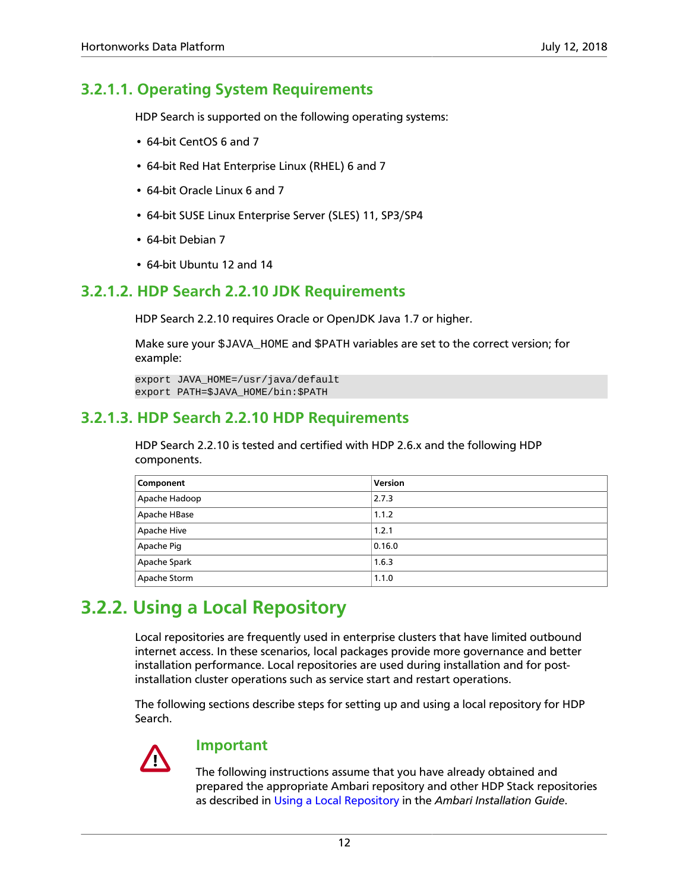### 3.2.1.1. Operating System Requirements

HDP Search is supported on the following operating systems:

- 64-bit CentOS 6 and 7
- 64-bit Red Hat Enterprise Linux (RHEL) 6 and 7
- 64-bit Oracle Linux 6 and 7
- 64-bit SUSE Linux Enterprise Server (SLES) 11, SP3/SP4
- 64-bit Debian 7
- 64-bit Ubuntu 12 and 14

### 3.2.1.2. HDP Search 2.2.10 JDK Requirements

HDP Search 2.2.10 requires Oracle or OpenJDK Java 1.7 or higher.

Make sure your $JAVA_HOME and $PATH variables are set to the correct version; for example:

```
export JAVA_HOME=/usr/java/default
export PATH=$JAVA_HOME/bin:$PATH
```

### 3.2.1.3. HDP Search 2.2.10 HDP Requirements

HDP Search 2.2.10 is tested and certified with HDP 2.6.x and the following HDP components.

| Component | Version |
| --- | --- |
| Apache Hadoop | 2.7.3 |
| Apache HBase | 1.1.2 |
| Apache Hive | 1.2.1 |
| Apache Pig | 0.16.0 |
| Apache Spark | 1.6.3 |
| Apache Storm | 1.1.0 |

## 3.2.2. Using a Local Repository

Local repositories are frequently used in enterprise clusters that have limited outbound internet access. In these scenarios, local packages provide more governance and better installation performance. Local repositories are used during installation and for post-installation cluster operations such as service start and restart operations.

The following sections describe steps for setting up and using a local repository for HDP Search.

**Important**

The following instructions assume that you have already obtained and prepared the appropriate Ambari repository and other HDP Stack repositories as described in Using a Local Repository in the *Ambari Installation Guide*.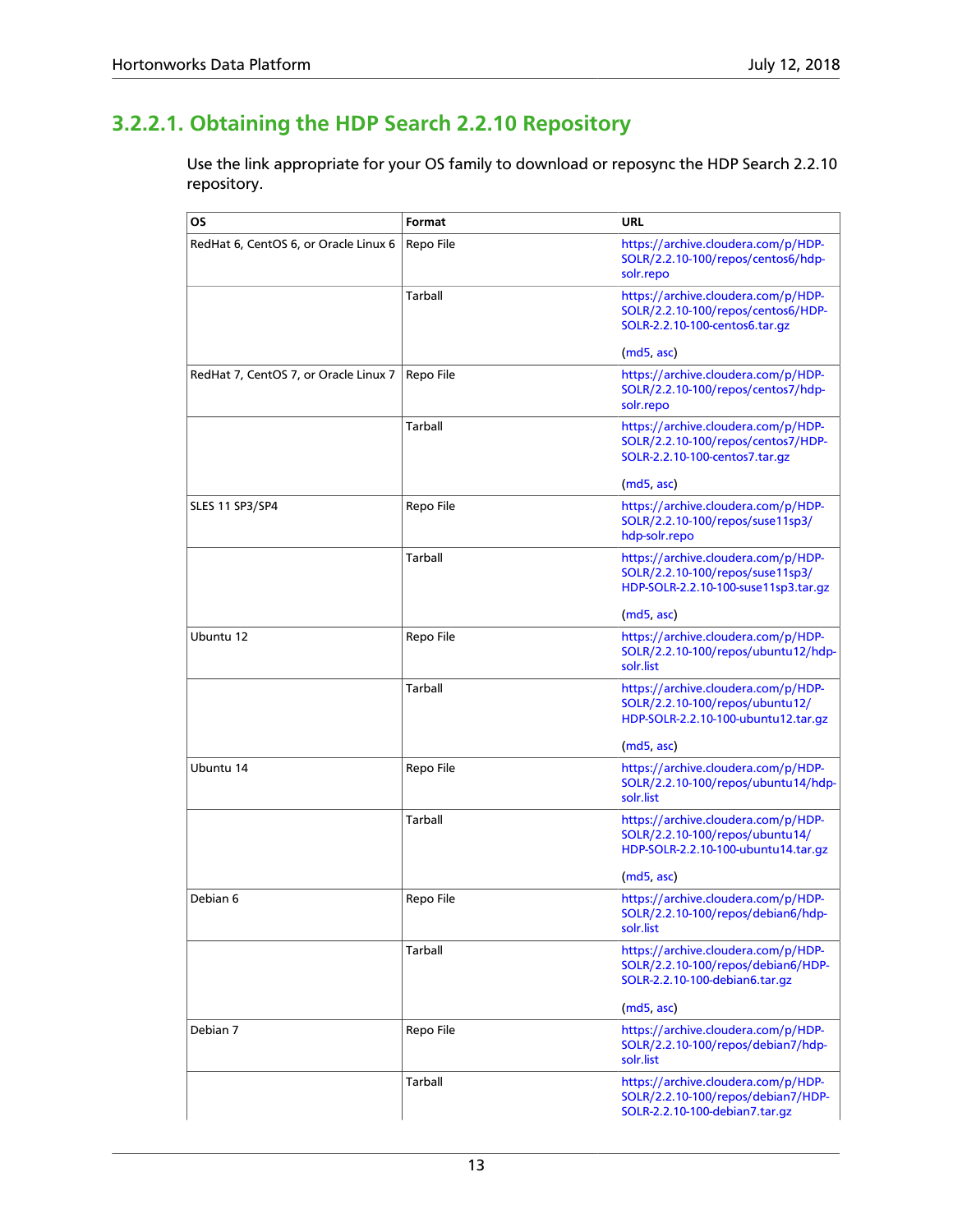### 3.2.2.1. Obtaining the HDP Search 2.2.10 Repository

Use the link appropriate for your OS family to download or reposync the HDP Search 2.2.10 repository.

| OS | Format | URL |
| --- | --- | --- |
| RedHat 6, CentOS 6, or Oracle Linux 6 | Repo File | https://archive.cloudera.com/p/HDP-SOLR/2.2.10-100/repos/centos6/hdp-solr.repo |
| | Tarball | https://archive.cloudera.com/p/HDP-SOLR/2.2.10-100/repos/centos6/HDP-SOLR-2.2.10-100-centos6.tar.gz (md5, asc) |
| RedHat 7, CentOS 7, or Oracle Linux 7 | Repo File | https://archive.cloudera.com/p/HDP-SOLR/2.2.10-100/repos/centos7/hdp-solr.repo |
| | Tarball | https://archive.cloudera.com/p/HDP-SOLR/2.2.10-100/repos/centos7/HDP-SOLR-2.2.10-100-centos7.tar.gz (md5, asc) |
| SLES 11 SP3/SP4 | Repo File | https://archive.cloudera.com/p/HDP-SOLR/2.2.10-100/repos/suse11sp3/hdp-solr.repo |
| | Tarball | https://archive.cloudera.com/p/HDP-SOLR/2.2.10-100/repos/suse11sp3/HDP-SOLR-2.2.10-100-suse11sp3.tar.gz (md5, asc) |
| Ubuntu 12 | Repo File | https://archive.cloudera.com/p/HDP-SOLR/2.2.10-100/repos/ubuntu12/hdp-solr.list |
| | Tarball | https://archive.cloudera.com/p/HDP-SOLR/2.2.10-100/repos/ubuntu12/HDP-SOLR-2.2.10-100-ubuntu12.tar.gz (md5, asc) |
| Ubuntu 14 | Repo File | https://archive.cloudera.com/p/HDP-SOLR/2.2.10-100/repos/ubuntu14/hdp-solr.list |
| | Tarball | https://archive.cloudera.com/p/HDP-SOLR/2.2.10-100/repos/ubuntu14/HDP-SOLR-2.2.10-100-ubuntu14.tar.gz (md5, asc) |
| Debian 6 | Repo File | https://archive.cloudera.com/p/HDP-SOLR/2.2.10-100/repos/debian6/hdp-solr.list |
| | Tarball | https://archive.cloudera.com/p/HDP-SOLR/2.2.10-100/repos/debian6/HDP-SOLR-2.2.10-100-debian6.tar.gz (md5, asc) |
| Debian 7 | Repo File | https://archive.cloudera.com/p/HDP-SOLR/2.2.10-100/repos/debian7/hdp-solr.list |
| | Tarball | https://archive.cloudera.com/p/HDP-SOLR/2.2.10-100/repos/debian7/HDP-SOLR-2.2.10-100-debian7.tar.gz |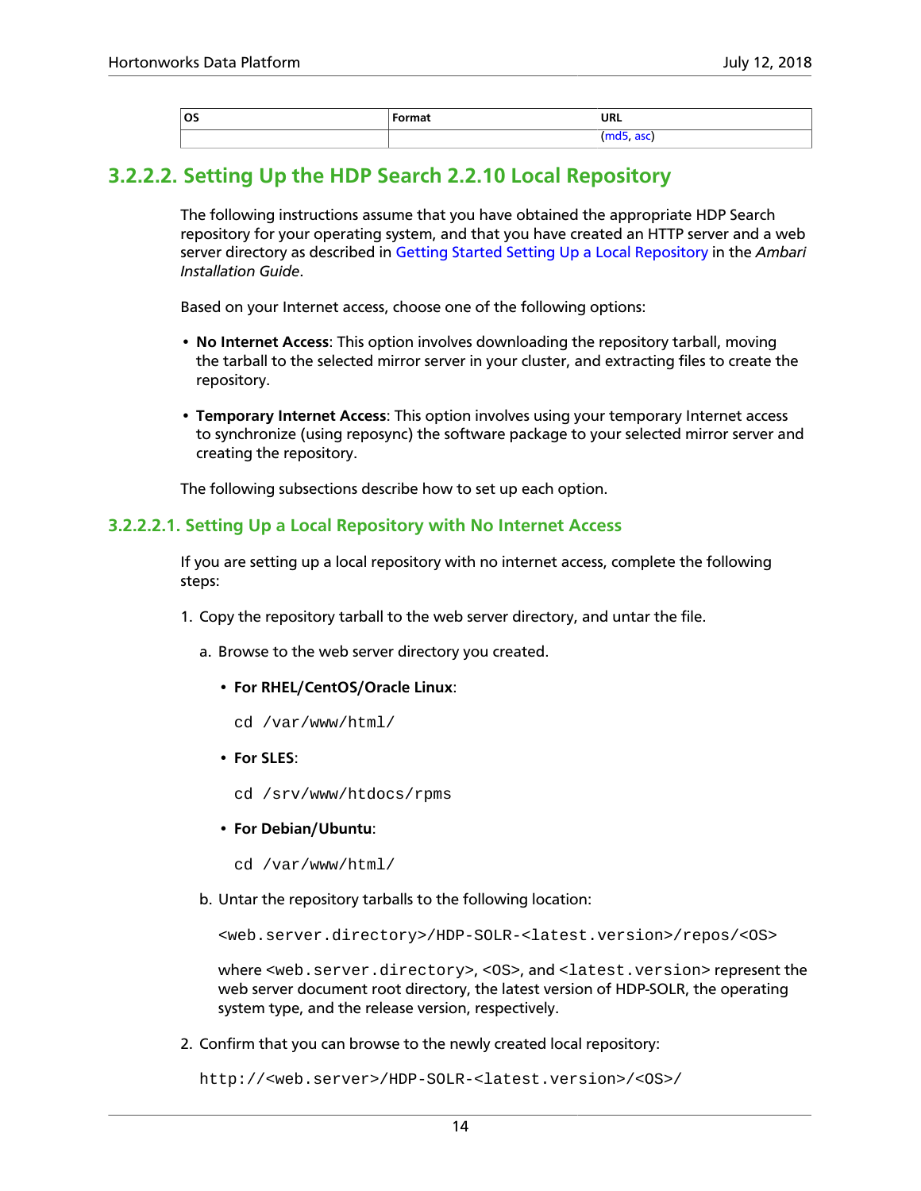| OS | Format | URL |
|---|---|---|
| | | (md5, asc) |

### 3.2.2.2. Setting Up the HDP Search 2.2.10 Local Repository

The following instructions assume that you have obtained the appropriate HDP Search repository for your operating system, and that you have created an HTTP server and a web server directory as described in Getting Started Setting Up a Local Repository in the *Ambari Installation Guide*.

Based on your Internet access, choose one of the following options:

- **No Internet Access**: This option involves downloading the repository tarball, moving the tarball to the selected mirror server in your cluster, and extracting files to create the repository.
- **Temporary Internet Access**: This option involves using your temporary Internet access to synchronize (using reposync) the software package to your selected mirror server and creating the repository.

The following subsections describe how to set up each option.

#### 3.2.2.2.1. Setting Up a Local Repository with No Internet Access

If you are setting up a local repository with no internet access, complete the following steps:

1. Copy the repository tarball to the web server directory, and untar the file.

   a. Browse to the web server directory you created.

      - **For RHEL/CentOS/Oracle Linux**:

        ```
        cd /var/www/html/
        ```

      - **For SLES**:

        ```
        cd /srv/www/htdocs/rpms
        ```

      - **For Debian/Ubuntu**:

        ```
        cd /var/www/html/
        ```

   b. Untar the repository tarballs to the following location:

      ```
      <web.server.directory>/HDP-SOLR-<latest.version>/repos/<OS>
      ```

      where `<web.server.directory>`, `<OS>`, and `<latest.version>` represent the web server document root directory, the latest version of HDP-SOLR, the operating system type, and the release version, respectively.

2. Confirm that you can browse to the newly created local repository:

   ```
   http://<web.server>/HDP-SOLR-<latest.version>/<OS>/
   ```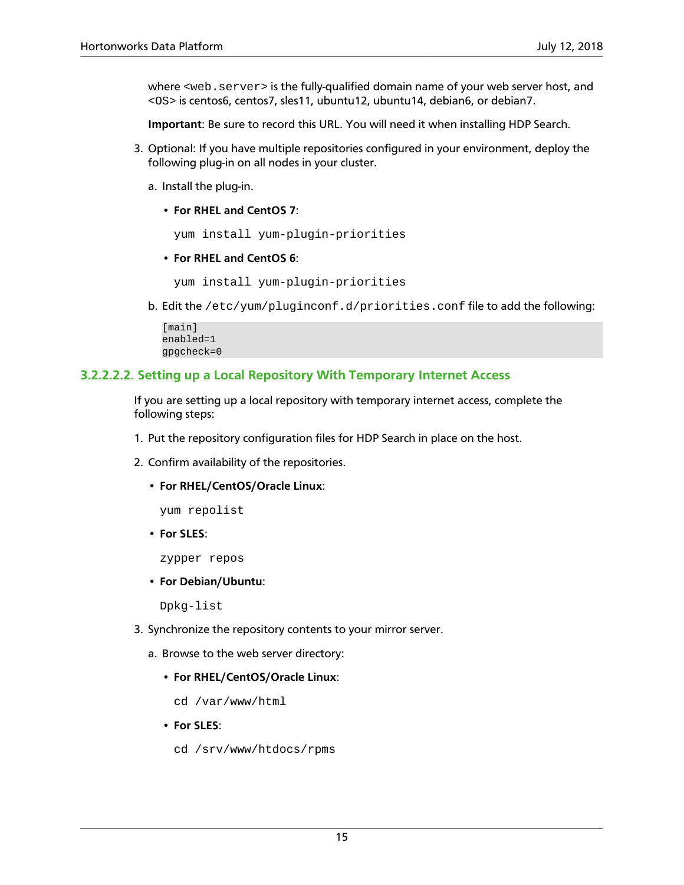where `<web.server>` is the fully-qualified domain name of your web server host, and `<OS>` is centos6, centos7, sles11, ubuntu12, ubuntu14, debian6, or debian7.

**Important**: Be sure to record this URL. You will need it when installing HDP Search.

3. Optional: If you have multiple repositories configured in your environment, deploy the following plug-in on all nodes in your cluster.

   a. Install the plug-in.

      - **For RHEL and CentOS 7**:

        `yum install yum-plugin-priorities`

      - **For RHEL and CentOS 6**:

        `yum install yum-plugin-priorities`

   b. Edit the `/etc/yum/pluginconf.d/priorities.conf` file to add the following:

```
[main]
enabled=1
gpgcheck=0
```

##### 3.2.2.2.2. Setting up a Local Repository With Temporary Internet Access

If you are setting up a local repository with temporary internet access, complete the following steps:

1. Put the repository configuration files for HDP Search in place on the host.

2. Confirm availability of the repositories.

   - **For RHEL/CentOS/Oracle Linux**:

     `yum repolist`

   - **For SLES**:

     `zypper repos`

   - **For Debian/Ubuntu**:

     `Dpkg-list`

3. Synchronize the repository contents to your mirror server.

   a. Browse to the web server directory:

      - **For RHEL/CentOS/Oracle Linux**:

        `cd /var/www/html`

      - **For SLES**:

        `cd /srv/www/htdocs/rpms`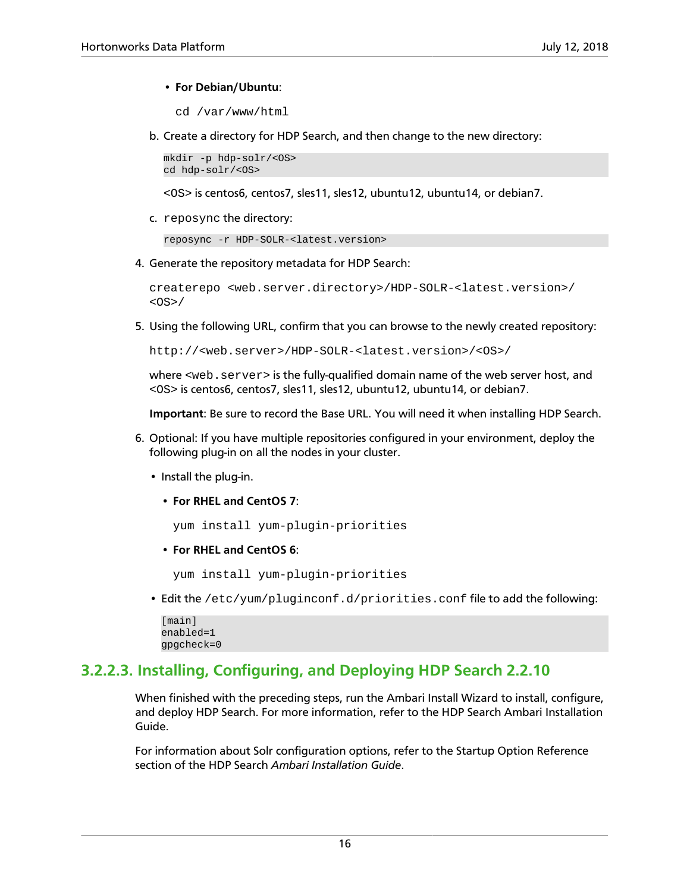- **For Debian/Ubuntu**:

  ```
  cd /var/www/html
  ```

b. Create a directory for HDP Search, and then change to the new directory:

```
mkdir -p hdp-solr/<OS>
cd hdp-solr/<OS>
```

<OS> is centos6, centos7, sles11, sles12, ubuntu12, ubuntu14, or debian7.

c. `reposync` the directory:

```
reposync -r HDP-SOLR-<latest.version>
```

4. Generate the repository metadata for HDP Search:

```
createrepo <web.server.directory>/HDP-SOLR-<latest.version>/
<OS>/
```

5. Using the following URL, confirm that you can browse to the newly created repository:

```
http://<web.server>/HDP-SOLR-<latest.version>/<OS>/
```

where <`web.server`> is the fully-qualified domain name of the web server host, and <OS> is centos6, centos7, sles11, sles12, ubuntu12, ubuntu14, or debian7.

**Important**: Be sure to record the Base URL. You will need it when installing HDP Search.

6. Optional: If you have multiple repositories configured in your environment, deploy the following plug-in on all the nodes in your cluster.

- Install the plug-in.
  - **For RHEL and CentOS 7**:

    ```
    yum install yum-plugin-priorities
    ```

  - **For RHEL and CentOS 6**:

    ```
    yum install yum-plugin-priorities
    ```

- Edit the `/etc/yum/pluginconf.d/priorities.conf` file to add the following:

```
[main]
enabled=1
gpgcheck=0
```

### 3.2.2.3. Installing, Configuring, and Deploying HDP Search 2.2.10

When finished with the preceding steps, run the Ambari Install Wizard to install, configure, and deploy HDP Search. For more information, refer to the HDP Search Ambari Installation Guide.

For information about Solr configuration options, refer to the Startup Option Reference section of the HDP Search *Ambari Installation Guide*.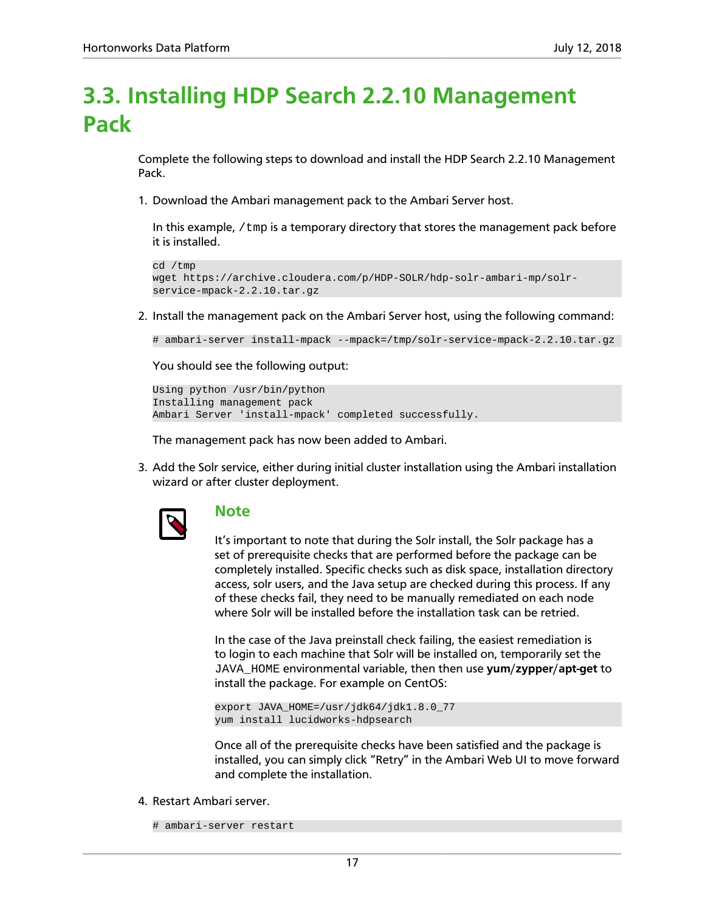## 3.3. Installing HDP Search 2.2.10 Management Pack

Complete the following steps to download and install the HDP Search 2.2.10 Management Pack.

1. Download the Ambari management pack to the Ambari Server host.

   In this example, `/tmp` is a temporary directory that stores the management pack before it is installed.

   ```
   cd /tmp
   wget https://archive.cloudera.com/p/HDP-SOLR/hdp-solr-ambari-mp/solr-service-mpack-2.2.10.tar.gz
   ```

2. Install the management pack on the Ambari Server host, using the following command:

   ```
   # ambari-server install-mpack --mpack=/tmp/solr-service-mpack-2.2.10.tar.gz
   ```

   You should see the following output:

   ```
   Using python /usr/bin/python
   Installing management pack
   Ambari Server 'install-mpack' completed successfully.
   ```

   The management pack has now been added to Ambari.

3. Add the Solr service, either during initial cluster installation using the Ambari installation wizard or after cluster deployment.

   > **Note**
   >
   > It's important to note that during the Solr install, the Solr package has a set of prerequisite checks that are performed before the package can be completely installed. Specific checks such as disk space, installation directory access, solr users, and the Java setup are checked during this process. If any of these checks fail, they need to be manually remediated on each node where Solr will be installed before the installation task can be retried.
   >
   > In the case of the Java preinstall check failing, the easiest remediation is to login to each machine that Solr will be installed on, temporarily set the `JAVA_HOME` environmental variable, then then use **yum**/**zypper**/**apt-get** to install the package. For example on CentOS:
   >
   > ```
   > export JAVA_HOME=/usr/jdk64/jdk1.8.0_77
   > yum install lucidworks-hdpsearch
   > ```
   >
   > Once all of the prerequisite checks have been satisfied and the package is installed, you can simply click "Retry" in the Ambari Web UI to move forward and complete the installation.

4. Restart Ambari server.

   ```
   # ambari-server restart
   ```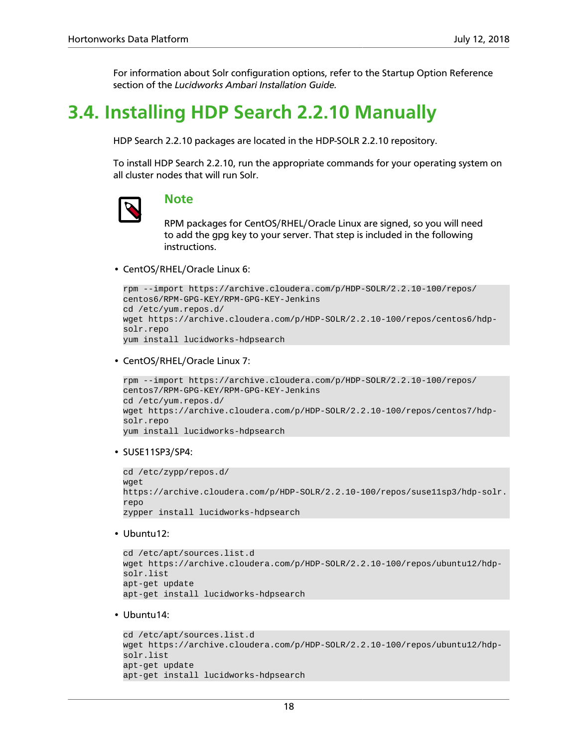For information about Solr configuration options, refer to the Startup Option Reference section of the *Lucidworks Ambari Installation Guide.*

## 3.4. Installing HDP Search 2.2.10 Manually

HDP Search 2.2.10 packages are located in the HDP-SOLR 2.2.10 repository.

To install HDP Search 2.2.10, run the appropriate commands for your operating system on all cluster nodes that will run Solr.

> **Note**
>
> RPM packages for CentOS/RHEL/Oracle Linux are signed, so you will need to add the gpg key to your server. That step is included in the following instructions.

- CentOS/RHEL/Oracle Linux 6:

```
rpm --import https://archive.cloudera.com/p/HDP-SOLR/2.2.10-100/repos/
centos6/RPM-GPG-KEY/RPM-GPG-KEY-Jenkins
cd /etc/yum.repos.d/
wget https://archive.cloudera.com/p/HDP-SOLR/2.2.10-100/repos/centos6/hdp-
solr.repo
yum install lucidworks-hdpsearch
```

- CentOS/RHEL/Oracle Linux 7:

```
rpm --import https://archive.cloudera.com/p/HDP-SOLR/2.2.10-100/repos/
centos7/RPM-GPG-KEY/RPM-GPG-KEY-Jenkins
cd /etc/yum.repos.d/
wget https://archive.cloudera.com/p/HDP-SOLR/2.2.10-100/repos/centos7/hdp-
solr.repo
yum install lucidworks-hdpsearch
```

- SUSE11SP3/SP4:

```
cd /etc/zypp/repos.d/
wget
https://archive.cloudera.com/p/HDP-SOLR/2.2.10-100/repos/suse11sp3/hdp-solr.
repo
zypper install lucidworks-hdpsearch
```

- Ubuntu12:

```
cd /etc/apt/sources.list.d
wget https://archive.cloudera.com/p/HDP-SOLR/2.2.10-100/repos/ubuntu12/hdp-
solr.list
apt-get update
apt-get install lucidworks-hdpsearch
```

- Ubuntu14:

```
cd /etc/apt/sources.list.d
wget https://archive.cloudera.com/p/HDP-SOLR/2.2.10-100/repos/ubuntu12/hdp-
solr.list
apt-get update
apt-get install lucidworks-hdpsearch
```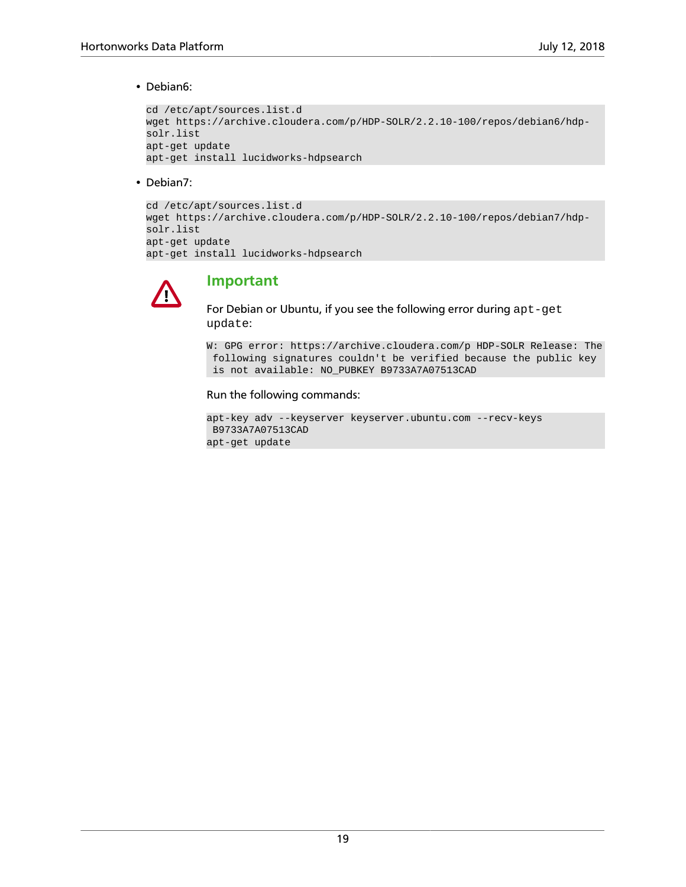- Debian6:

```
cd /etc/apt/sources.list.d
wget https://archive.cloudera.com/p/HDP-SOLR/2.2.10-100/repos/debian6/hdp-
solr.list
apt-get update
apt-get install lucidworks-hdpsearch
```

- Debian7:

```
cd /etc/apt/sources.list.d
wget https://archive.cloudera.com/p/HDP-SOLR/2.2.10-100/repos/debian7/hdp-
solr.list
apt-get update
apt-get install lucidworks-hdpsearch
```

> **Important**
>
> For Debian or Ubuntu, if you see the following error during `apt-get update`:
>
> ```
> W: GPG error: https://archive.cloudera.com/p HDP-SOLR Release: The
>  following signatures couldn't be verified because the public key
>  is not available: NO_PUBKEY B9733A7A07513CAD
> ```
>
> Run the following commands:
>
> ```
> apt-key adv --keyserver keyserver.ubuntu.com --recv-keys
>  B9733A7A07513CAD
> apt-get update
> ```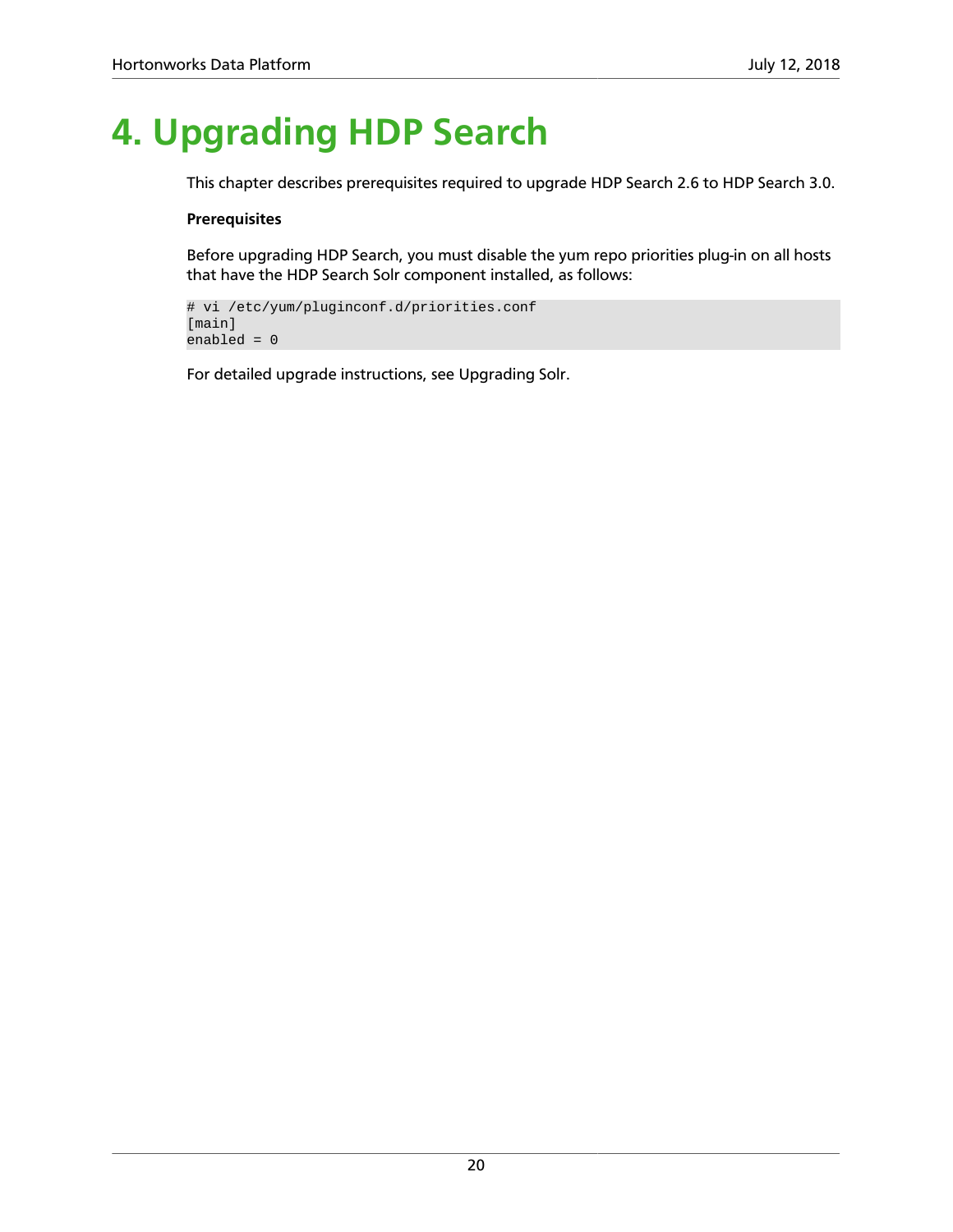# 4. Upgrading HDP Search

This chapter describes prerequisites required to upgrade HDP Search 2.6 to HDP Search 3.0.

**Prerequisites**

Before upgrading HDP Search, you must disable the yum repo priorities plug-in on all hosts that have the HDP Search Solr component installed, as follows:

```
# vi /etc/yum/pluginconf.d/priorities.conf
[main]
enabled = 0
```

For detailed upgrade instructions, see Upgrading Solr.